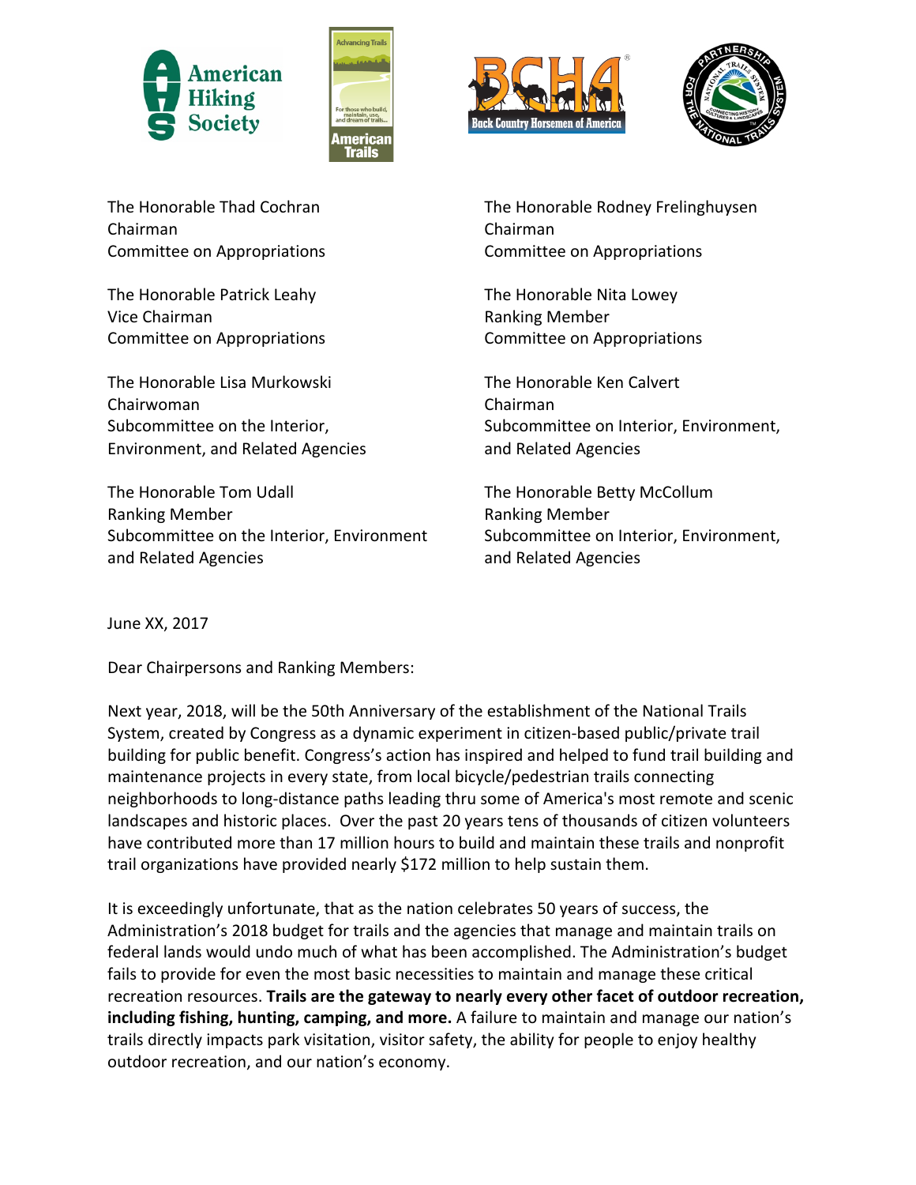The Honorable Thad Cochran
Chairman
Committee on Appropriations

The Honorable Patrick Leahy
Vice Chairman
Committee on Appropriations

The Honorable Lisa Murkowski
Chairwoman
Subcommittee on the Interior, Environment, and Related Agencies

The Honorable Tom Udall
Ranking Member
Subcommittee on the Interior, Environment and Related Agencies

The Honorable Rodney Frelinghuysen
Chairman
Committee on Appropriations

The Honorable Nita Lowey
Ranking Member
Committee on Appropriations

The Honorable Ken Calvert
Chairman
Subcommittee on Interior, Environment, and Related Agencies

The Honorable Betty McCollum
Ranking Member
Subcommittee on Interior, Environment, and Related Agencies

June XX, 2017

Dear Chairpersons and Ranking Members:

Next year, 2018, will be the 50th Anniversary of the establishment of the National Trails System, created by Congress as a dynamic experiment in citizen-based public/private trail building for public benefit. Congress's action has inspired and helped to fund trail building and maintenance projects in every state, from local bicycle/pedestrian trails connecting neighborhoods to long-distance paths leading thru some of America's most remote and scenic landscapes and historic places. Over the past 20 years tens of thousands of citizen volunteers have contributed more than 17 million hours to build and maintain these trails and nonprofit trail organizations have provided nearly $172 million to help sustain them.

It is exceedingly unfortunate, that as the nation celebrates 50 years of success, the Administration's 2018 budget for trails and the agencies that manage and maintain trails on federal lands would undo much of what has been accomplished. The Administration's budget fails to provide for even the most basic necessities to maintain and manage these critical recreation resources. **Trails are the gateway to nearly every other facet of outdoor recreation, including fishing, hunting, camping, and more.** A failure to maintain and manage our nation's trails directly impacts park visitation, visitor safety, the ability for people to enjoy healthy outdoor recreation, and our nation's economy.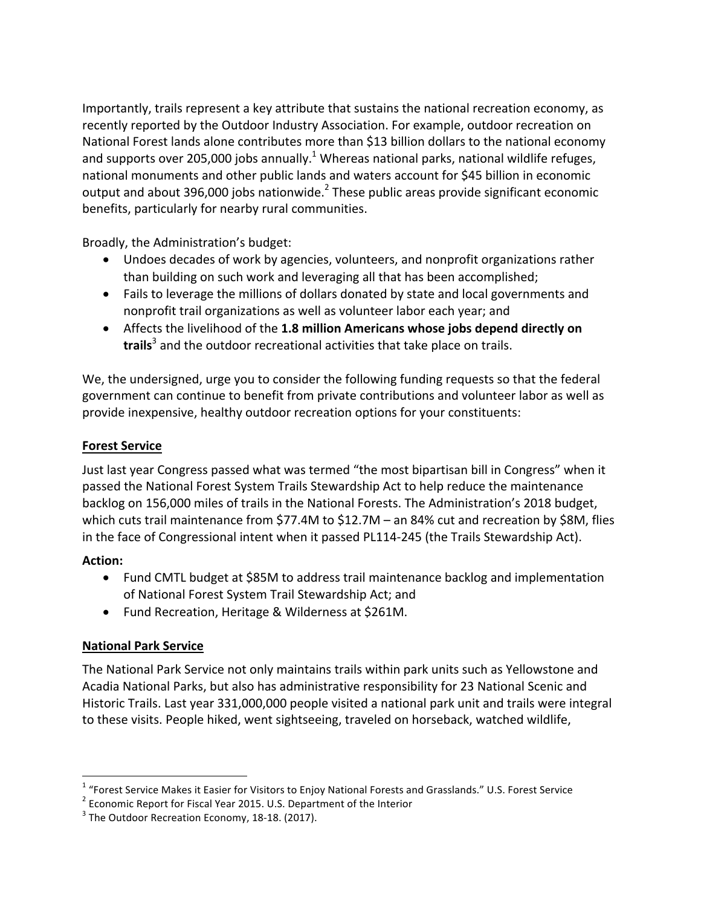Importantly, trails represent a key attribute that sustains the national recreation economy, as recently reported by the Outdoor Industry Association. For example, outdoor recreation on National Forest lands alone contributes more than $13 billion dollars to the national economy and supports over 205,000 jobs annually.[1] Whereas national parks, national wildlife refuges, national monuments and other public lands and waters account for $45 billion in economic output and about 396,000 jobs nationwide.[2] These public areas provide significant economic benefits, particularly for nearby rural communities.

Broadly, the Administration's budget:

- Undoes decades of work by agencies, volunteers, and nonprofit organizations rather than building on such work and leveraging all that has been accomplished;
- Fails to leverage the millions of dollars donated by state and local governments and nonprofit trail organizations as well as volunteer labor each year; and
- Affects the livelihood of the **1.8 million Americans whose jobs depend directly on trails**[3] and the outdoor recreational activities that take place on trails.

We, the undersigned, urge you to consider the following funding requests so that the federal government can continue to benefit from private contributions and volunteer labor as well as provide inexpensive, healthy outdoor recreation options for your constituents:

## Forest Service

Just last year Congress passed what was termed "the most bipartisan bill in Congress" when it passed the National Forest System Trails Stewardship Act to help reduce the maintenance backlog on 156,000 miles of trails in the National Forests. The Administration's 2018 budget, which cuts trail maintenance from $77.4M to $12.7M – an 84% cut and recreation by $8M, flies in the face of Congressional intent when it passed PL114-245 (the Trails Stewardship Act).

**Action:**

- Fund CMTL budget at $85M to address trail maintenance backlog and implementation of National Forest System Trail Stewardship Act; and
- Fund Recreation, Heritage & Wilderness at $261M.

## National Park Service

The National Park Service not only maintains trails within park units such as Yellowstone and Acadia National Parks, but also has administrative responsibility for 23 National Scenic and Historic Trails. Last year 331,000,000 people visited a national park unit and trails were integral to these visits. People hiked, went sightseeing, traveled on horseback, watched wildlife,

---

[1] "Forest Service Makes it Easier for Visitors to Enjoy National Forests and Grasslands." U.S. Forest Service

[2] Economic Report for Fiscal Year 2015. U.S. Department of the Interior

[3] The Outdoor Recreation Economy, 18-18. (2017).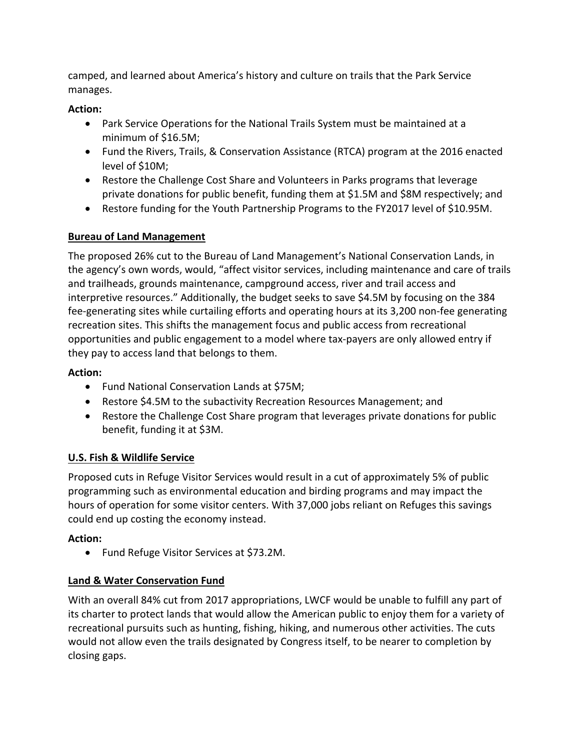camped, and learned about America's history and culture on trails that the Park Service manages.

**Action:**

- Park Service Operations for the National Trails System must be maintained at a minimum of $16.5M;
- Fund the Rivers, Trails, & Conservation Assistance (RTCA) program at the 2016 enacted level of $10M;
- Restore the Challenge Cost Share and Volunteers in Parks programs that leverage private donations for public benefit, funding them at $1.5M and $8M respectively; and
- Restore funding for the Youth Partnership Programs to the FY2017 level of $10.95M.

**Bureau of Land Management**

The proposed 26% cut to the Bureau of Land Management's National Conservation Lands, in the agency's own words, would, "affect visitor services, including maintenance and care of trails and trailheads, grounds maintenance, campground access, river and trail access and interpretive resources." Additionally, the budget seeks to save $4.5M by focusing on the 384 fee-generating sites while curtailing efforts and operating hours at its 3,200 non-fee generating recreation sites. This shifts the management focus and public access from recreational opportunities and public engagement to a model where tax-payers are only allowed entry if they pay to access land that belongs to them.

**Action:**

- Fund National Conservation Lands at $75M;
- Restore $4.5M to the subactivity Recreation Resources Management; and
- Restore the Challenge Cost Share program that leverages private donations for public benefit, funding it at $3M.

**U.S. Fish & Wildlife Service**

Proposed cuts in Refuge Visitor Services would result in a cut of approximately 5% of public programming such as environmental education and birding programs and may impact the hours of operation for some visitor centers. With 37,000 jobs reliant on Refuges this savings could end up costing the economy instead.

**Action:**

- Fund Refuge Visitor Services at $73.2M.

**Land & Water Conservation Fund**

With an overall 84% cut from 2017 appropriations, LWCF would be unable to fulfill any part of its charter to protect lands that would allow the American public to enjoy them for a variety of recreational pursuits such as hunting, fishing, hiking, and numerous other activities. The cuts would not allow even the trails designated by Congress itself, to be nearer to completion by closing gaps.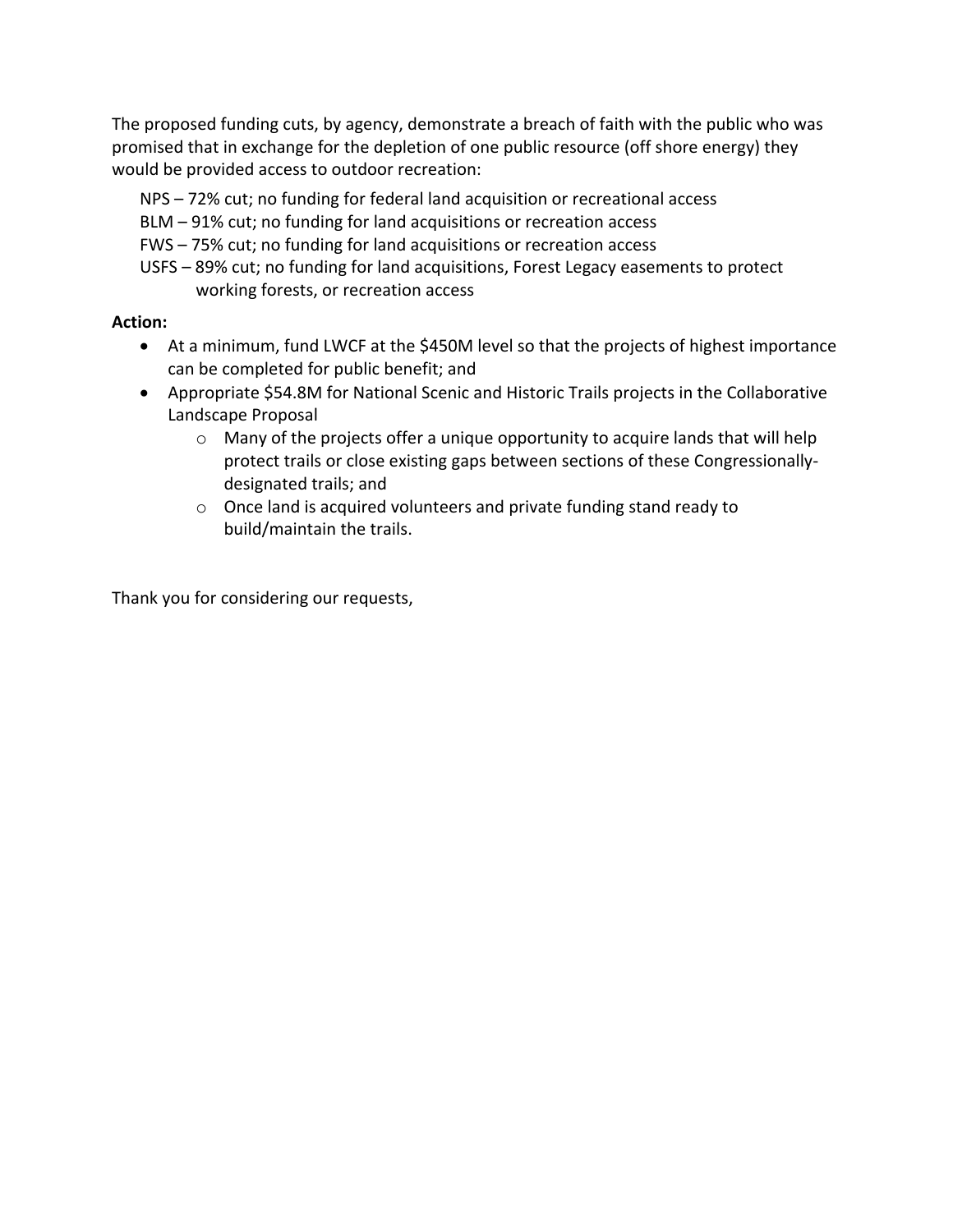The proposed funding cuts, by agency, demonstrate a breach of faith with the public who was promised that in exchange for the depletion of one public resource (off shore energy) they would be provided access to outdoor recreation:

NPS – 72% cut; no funding for federal land acquisition or recreational access
BLM – 91% cut; no funding for land acquisitions or recreation access
FWS – 75% cut; no funding for land acquisitions or recreation access
USFS – 89% cut; no funding for land acquisitions, Forest Legacy easements to protect working forests, or recreation access

**Action:**

- At a minimum, fund LWCF at the $450M level so that the projects of highest importance can be completed for public benefit; and
- Appropriate $54.8M for National Scenic and Historic Trails projects in the Collaborative Landscape Proposal
  - Many of the projects offer a unique opportunity to acquire lands that will help protect trails or close existing gaps between sections of these Congressionally-designated trails; and
  - Once land is acquired volunteers and private funding stand ready to build/maintain the trails.

Thank you for considering our requests,